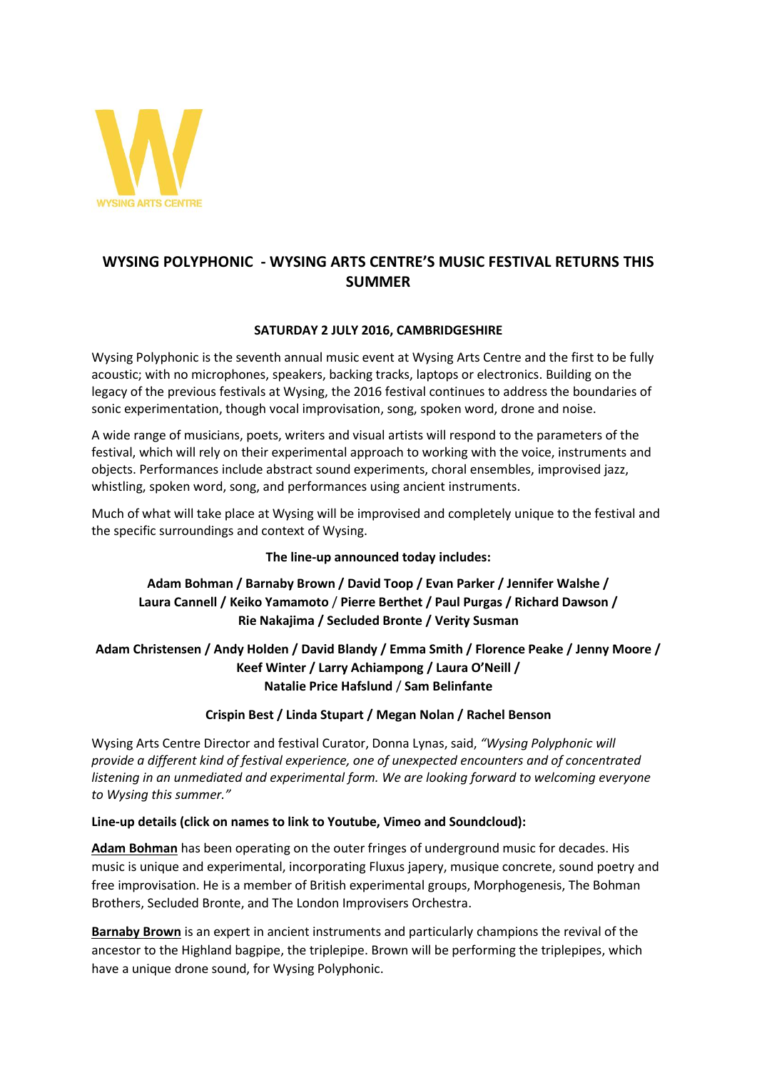WYSING ARTS CENTRE

# WYSING POLYPHONIC - WYSING ARTS CENTRE'S MUSIC FESTIVAL RETURNS THIS SUMMER

**SATURDAY 2 JULY 2016, CAMBRIDGESHIRE**

Wysing Polyphonic is the seventh annual music event at Wysing Arts Centre and the first to be fully acoustic; with no microphones, speakers, backing tracks, laptops or electronics. Building on the legacy of the previous festivals at Wysing, the 2016 festival continues to address the boundaries of sonic experimentation, though vocal improvisation, song, spoken word, drone and noise.

A wide range of musicians, poets, writers and visual artists will respond to the parameters of the festival, which will rely on their experimental approach to working with the voice, instruments and objects. Performances include abstract sound experiments, choral ensembles, improvised jazz, whistling, spoken word, song, and performances using ancient instruments.

Much of what will take place at Wysing will be improvised and completely unique to the festival and the specific surroundings and context of Wysing.

**The line-up announced today includes:**

**Adam Bohman / Barnaby Brown / David Toop / Evan Parker / Jennifer Walshe / Laura Cannell / Keiko Yamamoto / Pierre Berthet / Paul Purgas / Richard Dawson / Rie Nakajima / Secluded Bronte / Verity Susman**

**Adam Christensen / Andy Holden / David Blandy / Emma Smith / Florence Peake / Jenny Moore / Keef Winter / Larry Achiampong / Laura O'Neill / Natalie Price Hafslund / Sam Belinfante**

**Crispin Best / Linda Stupart / Megan Nolan / Rachel Benson**

Wysing Arts Centre Director and festival Curator, Donna Lynas, said, *"Wysing Polyphonic will provide a different kind of festival experience, one of unexpected encounters and of concentrated listening in an unmediated and experimental form. We are looking forward to welcoming everyone to Wysing this summer."*

**Line-up details (click on names to link to Youtube, Vimeo and Soundcloud):**

**Adam Bohman** has been operating on the outer fringes of underground music for decades. His music is unique and experimental, incorporating Fluxus japery, musique concrete, sound poetry and free improvisation. He is a member of British experimental groups, Morphogenesis, The Bohman Brothers, Secluded Bronte, and The London Improvisers Orchestra.

**Barnaby Brown** is an expert in ancient instruments and particularly champions the revival of the ancestor to the Highland bagpipe, the triplepipe. Brown will be performing the triplepipes, which have a unique drone sound, for Wysing Polyphonic.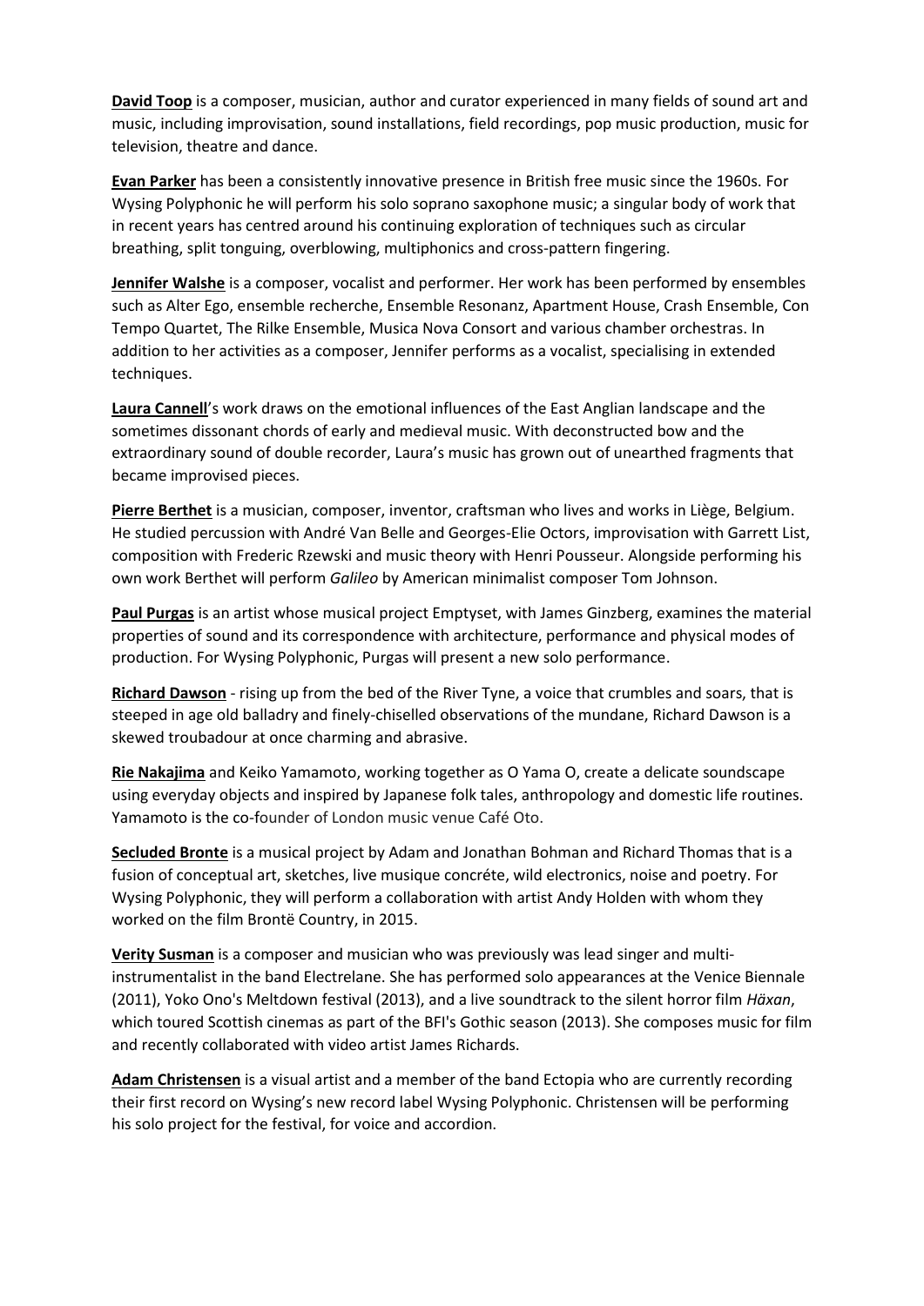**David Toop** is a composer, musician, author and curator experienced in many fields of sound art and music, including improvisation, sound installations, field recordings, pop music production, music for television, theatre and dance.

**Evan Parker** has been a consistently innovative presence in British free music since the 1960s. For Wysing Polyphonic he will perform his solo soprano saxophone music; a singular body of work that in recent years has centred around his continuing exploration of techniques such as circular breathing, split tonguing, overblowing, multiphonics and cross-pattern fingering.

**Jennifer Walshe** is a composer, vocalist and performer. Her work has been performed by ensembles such as Alter Ego, ensemble recherche, Ensemble Resonanz, Apartment House, Crash Ensemble, Con Tempo Quartet, The Rilke Ensemble, Musica Nova Consort and various chamber orchestras. In addition to her activities as a composer, Jennifer performs as a vocalist, specialising in extended techniques.

**Laura Cannell**'s work draws on the emotional influences of the East Anglian landscape and the sometimes dissonant chords of early and medieval music. With deconstructed bow and the extraordinary sound of double recorder, Laura's music has grown out of unearthed fragments that became improvised pieces.

**Pierre Berthet** is a musician, composer, inventor, craftsman who lives and works in Liège, Belgium. He studied percussion with André Van Belle and Georges-Elie Octors, improvisation with Garrett List, composition with Frederic Rzewski and music theory with Henri Pousseur. Alongside performing his own work Berthet will perform *Galileo* by American minimalist composer Tom Johnson.

**Paul Purgas** is an artist whose musical project Emptyset, with James Ginzberg, examines the material properties of sound and its correspondence with architecture, performance and physical modes of production. For Wysing Polyphonic, Purgas will present a new solo performance.

**Richard Dawson** - rising up from the bed of the River Tyne, a voice that crumbles and soars, that is steeped in age old balladry and finely-chiselled observations of the mundane, Richard Dawson is a skewed troubadour at once charming and abrasive.

**Rie Nakajima** and Keiko Yamamoto, working together as O Yama O, create a delicate soundscape using everyday objects and inspired by Japanese folk tales, anthropology and domestic life routines. Yamamoto is the co-founder of London music venue Café Oto.

**Secluded Bronte** is a musical project by Adam and Jonathan Bohman and Richard Thomas that is a fusion of conceptual art, sketches, live musique concréte, wild electronics, noise and poetry. For Wysing Polyphonic, they will perform a collaboration with artist Andy Holden with whom they worked on the film Brontë Country, in 2015.

**Verity Susman** is a composer and musician who was previously was lead singer and multi-instrumentalist in the band Electrelane. She has performed solo appearances at the Venice Biennale (2011), Yoko Ono's Meltdown festival (2013), and a live soundtrack to the silent horror film *Häxan*, which toured Scottish cinemas as part of the BFI's Gothic season (2013). She composes music for film and recently collaborated with video artist James Richards.

**Adam Christensen** is a visual artist and a member of the band Ectopia who are currently recording their first record on Wysing's new record label Wysing Polyphonic. Christensen will be performing his solo project for the festival, for voice and accordion.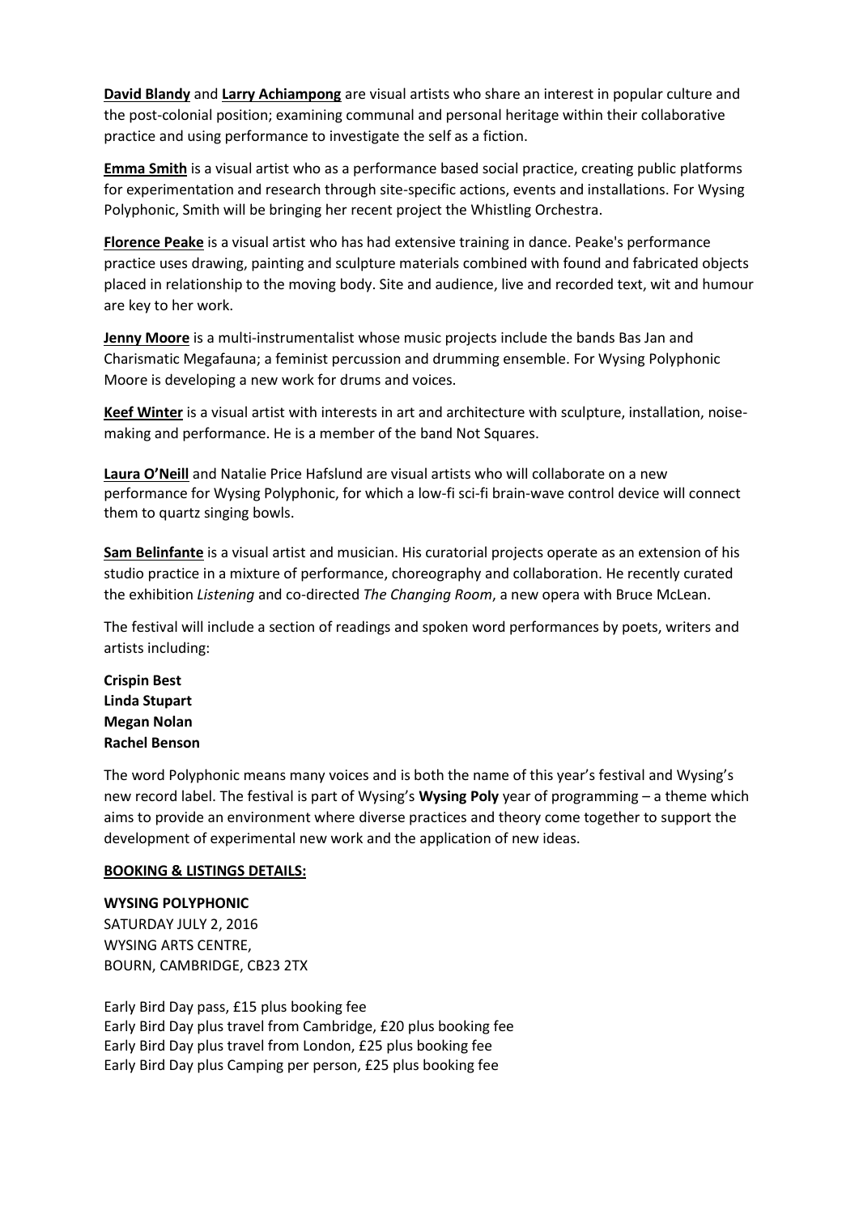**David Blandy** and **Larry Achiampong** are visual artists who share an interest in popular culture and the post-colonial position; examining communal and personal heritage within their collaborative practice and using performance to investigate the self as a fiction.

**Emma Smith** is a visual artist who as a performance based social practice, creating public platforms for experimentation and research through site-specific actions, events and installations. For Wysing Polyphonic, Smith will be bringing her recent project the Whistling Orchestra.

**Florence Peake** is a visual artist who has had extensive training in dance. Peake's performance practice uses drawing, painting and sculpture materials combined with found and fabricated objects placed in relationship to the moving body. Site and audience, live and recorded text, wit and humour are key to her work.

**Jenny Moore** is a multi-instrumentalist whose music projects include the bands Bas Jan and Charismatic Megafauna; a feminist percussion and drumming ensemble. For Wysing Polyphonic Moore is developing a new work for drums and voices.

**Keef Winter** is a visual artist with interests in art and architecture with sculpture, installation, noise-making and performance. He is a member of the band Not Squares.

**Laura O'Neill** and Natalie Price Hafslund are visual artists who will collaborate on a new performance for Wysing Polyphonic, for which a low-fi sci-fi brain-wave control device will connect them to quartz singing bowls.

**Sam Belinfante** is a visual artist and musician. His curatorial projects operate as an extension of his studio practice in a mixture of performance, choreography and collaboration. He recently curated the exhibition *Listening* and co-directed *The Changing Room*, a new opera with Bruce McLean.

The festival will include a section of readings and spoken word performances by poets, writers and artists including:

**Crispin Best**
**Linda Stupart**
**Megan Nolan**
**Rachel Benson**

The word Polyphonic means many voices and is both the name of this year's festival and Wysing's new record label. The festival is part of Wysing's **Wysing Poly** year of programming – a theme which aims to provide an environment where diverse practices and theory come together to support the development of experimental new work and the application of new ideas.

**BOOKING & LISTINGS DETAILS:**

**WYSING POLYPHONIC**
SATURDAY JULY 2, 2016
WYSING ARTS CENTRE,
BOURN, CAMBRIDGE, CB23 2TX

Early Bird Day pass, £15 plus booking fee
Early Bird Day plus travel from Cambridge, £20 plus booking fee
Early Bird Day plus travel from London, £25 plus booking fee
Early Bird Day plus Camping per person, £25 plus booking fee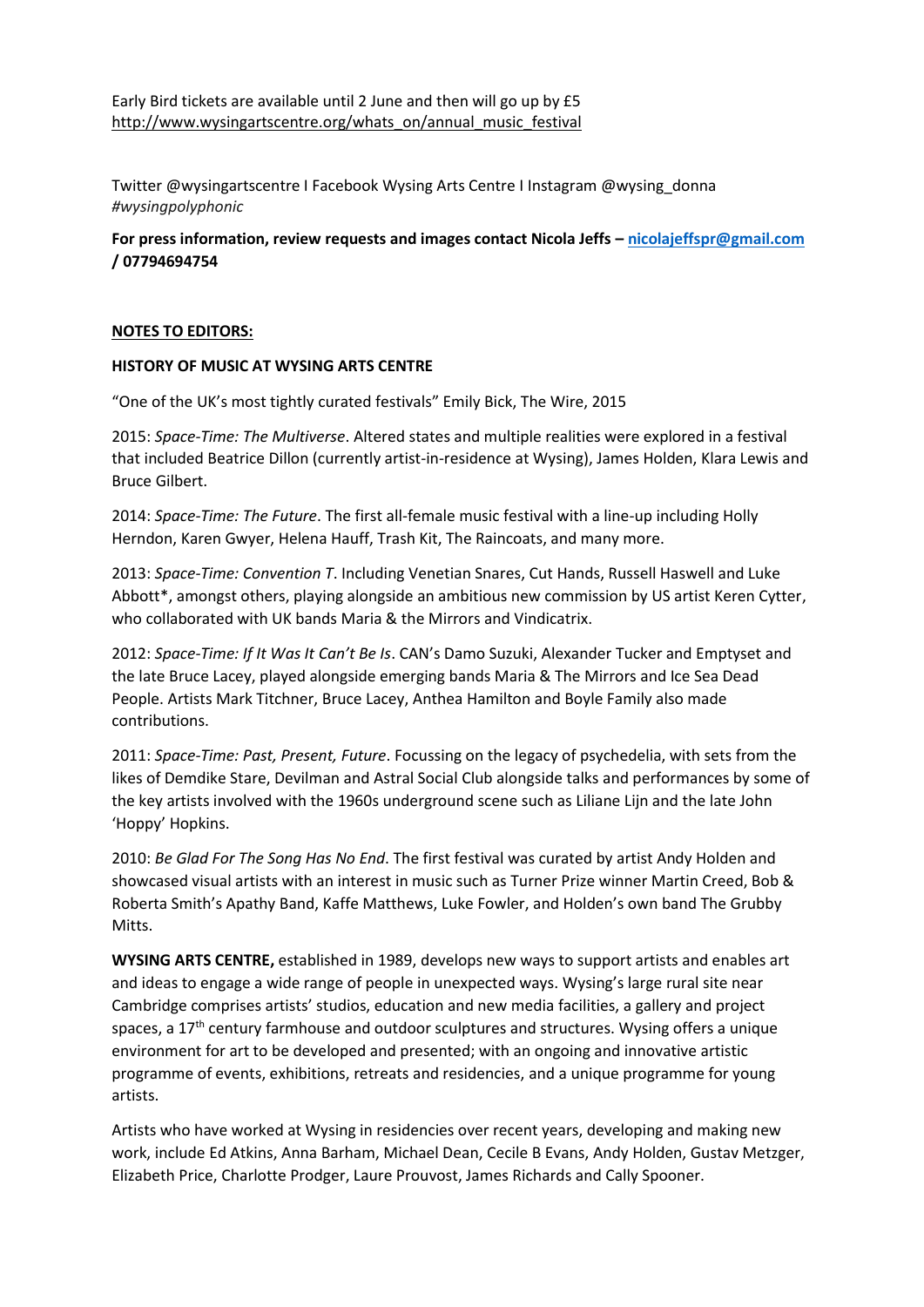Early Bird tickets are available until 2 June and then will go up by £5
http://www.wysingartscentre.org/whats_on/annual_music_festival

Twitter @wysingartscentre I Facebook Wysing Arts Centre I Instagram @wysing_donna
*#wysingpolyphonic*

**For press information, review requests and images contact Nicola Jeffs – nicolajeffspr@gmail.com / 07794694754**

**NOTES TO EDITORS:**

**HISTORY OF MUSIC AT WYSING ARTS CENTRE**

"One of the UK's most tightly curated festivals" Emily Bick, The Wire, 2015

2015: *Space-Time: The Multiverse*. Altered states and multiple realities were explored in a festival that included Beatrice Dillon (currently artist-in-residence at Wysing), James Holden, Klara Lewis and Bruce Gilbert.

2014: *Space-Time: The Future*. The first all-female music festival with a line-up including Holly Herndon, Karen Gwyer, Helena Hauff, Trash Kit, The Raincoats, and many more.

2013: *Space-Time: Convention T*. Including Venetian Snares, Cut Hands, Russell Haswell and Luke Abbott*, amongst others, playing alongside an ambitious new commission by US artist Keren Cytter, who collaborated with UK bands Maria & the Mirrors and Vindicatrix.

2012: *Space-Time: If It Was It Can't Be Is*. CAN's Damo Suzuki, Alexander Tucker and Emptyset and the late Bruce Lacey, played alongside emerging bands Maria & The Mirrors and Ice Sea Dead People. Artists Mark Titchner, Bruce Lacey, Anthea Hamilton and Boyle Family also made contributions.

2011: *Space-Time: Past, Present, Future*. Focussing on the legacy of psychedelia, with sets from the likes of Demdike Stare, Devilman and Astral Social Club alongside talks and performances by some of the key artists involved with the 1960s underground scene such as Liliane Lijn and the late John 'Hoppy' Hopkins.

2010: *Be Glad For The Song Has No End*. The first festival was curated by artist Andy Holden and showcased visual artists with an interest in music such as Turner Prize winner Martin Creed, Bob & Roberta Smith's Apathy Band, Kaffe Matthews, Luke Fowler, and Holden's own band The Grubby Mitts.

**WYSING ARTS CENTRE,** established in 1989, develops new ways to support artists and enables art and ideas to engage a wide range of people in unexpected ways. Wysing's large rural site near Cambridge comprises artists' studios, education and new media facilities, a gallery and project spaces, a 17th century farmhouse and outdoor sculptures and structures. Wysing offers a unique environment for art to be developed and presented; with an ongoing and innovative artistic programme of events, exhibitions, retreats and residencies, and a unique programme for young artists.

Artists who have worked at Wysing in residencies over recent years, developing and making new work, include Ed Atkins, Anna Barham, Michael Dean, Cecile B Evans, Andy Holden, Gustav Metzger, Elizabeth Price, Charlotte Prodger, Laure Prouvost, James Richards and Cally Spooner.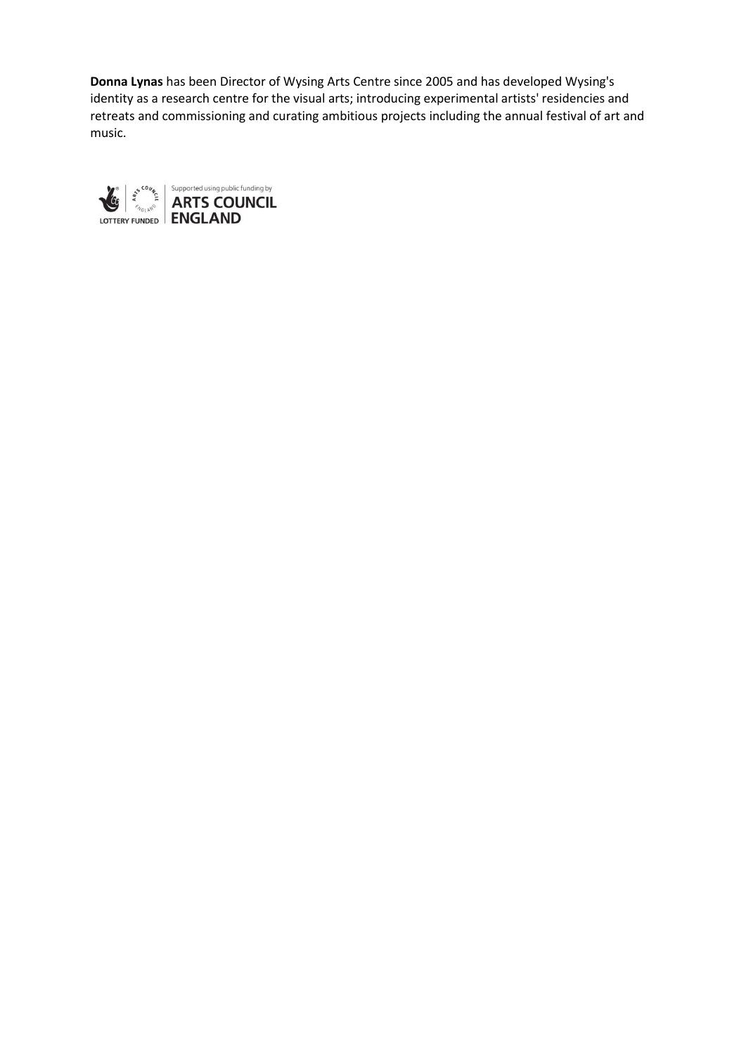**Donna Lynas** has been Director of Wysing Arts Centre since 2005 and has developed Wysing's identity as a research centre for the visual arts; introducing experimental artists' residencies and retreats and commissioning and curating ambitious projects including the annual festival of art and music.

LOTTERY FUNDED

Supported using public funding by
ARTS COUNCIL
ENGLAND